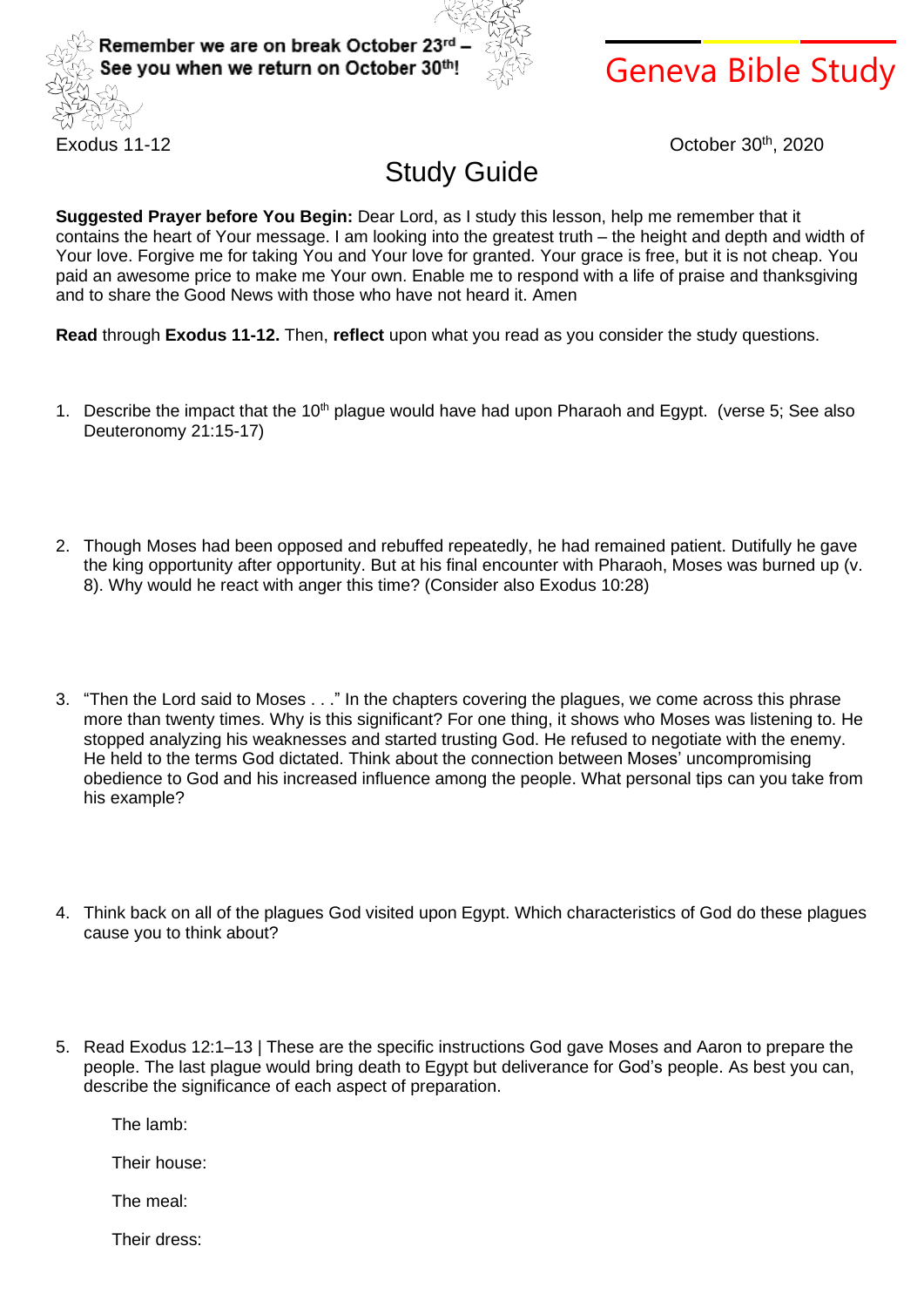Remember we are on break October 23rd – See you when we return on October 30th!

# Geneva Bible Study

Exodus 11-12

October 30th, 2020

## Study Guide

**Suggested Prayer before You Begin:** Dear Lord, as I study this lesson, help me remember that it contains the heart of Your message. I am looking into the greatest truth – the height and depth and width of Your love. Forgive me for taking You and Your love for granted. Your grace is free, but it is not cheap. You paid an awesome price to make me Your own. Enable me to respond with a life of praise and thanksgiving and to share the Good News with those who have not heard it. Amen

**Read** through **Exodus 11-12.** Then, **reflect** upon what you read as you consider the study questions.

1. Describe the impact that the 10th plague would have had upon Pharaoh and Egypt. (verse 5; See also Deuteronomy 21:15-17)

2. Though Moses had been opposed and rebuffed repeatedly, he had remained patient. Dutifully he gave the king opportunity after opportunity. But at his final encounter with Pharaoh, Moses was burned up (v. 8). Why would he react with anger this time? (Consider also Exodus 10:28)

3. "Then the Lord said to Moses . . ." In the chapters covering the plagues, we come across this phrase more than twenty times. Why is this significant? For one thing, it shows who Moses was listening to. He stopped analyzing his weaknesses and started trusting God. He refused to negotiate with the enemy. He held to the terms God dictated. Think about the connection between Moses' uncompromising obedience to God and his increased influence among the people. What personal tips can you take from his example?

4. Think back on all of the plagues God visited upon Egypt. Which characteristics of God do these plagues cause you to think about?

5. Read Exodus 12:1–13 | These are the specific instructions God gave Moses and Aaron to prepare the people. The last plague would bring death to Egypt but deliverance for God's people. As best you can, describe the significance of each aspect of preparation.

   The lamb:

   Their house:

   The meal:

   Their dress: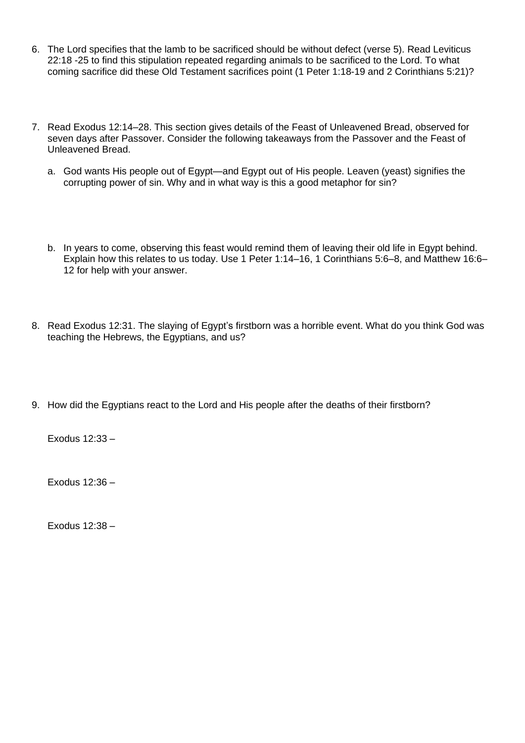6. The Lord specifies that the lamb to be sacrificed should be without defect (verse 5). Read Leviticus 22:18 -25 to find this stipulation repeated regarding animals to be sacrificed to the Lord. To what coming sacrifice did these Old Testament sacrifices point (1 Peter 1:18-19 and 2 Corinthians 5:21)?

7. Read Exodus 12:14–28. This section gives details of the Feast of Unleavened Bread, observed for seven days after Passover. Consider the following takeaways from the Passover and the Feast of Unleavened Bread.

   a. God wants His people out of Egypt—and Egypt out of His people. Leaven (yeast) signifies the corrupting power of sin. Why and in what way is this a good metaphor for sin?

   b. In years to come, observing this feast would remind them of leaving their old life in Egypt behind. Explain how this relates to us today. Use 1 Peter 1:14–16, 1 Corinthians 5:6–8, and Matthew 16:6–12 for help with your answer.

8. Read Exodus 12:31. The slaying of Egypt's firstborn was a horrible event. What do you think God was teaching the Hebrews, the Egyptians, and us?

9. How did the Egyptians react to the Lord and His people after the deaths of their firstborn?

   Exodus 12:33 –

   Exodus 12:36 –

   Exodus 12:38 –